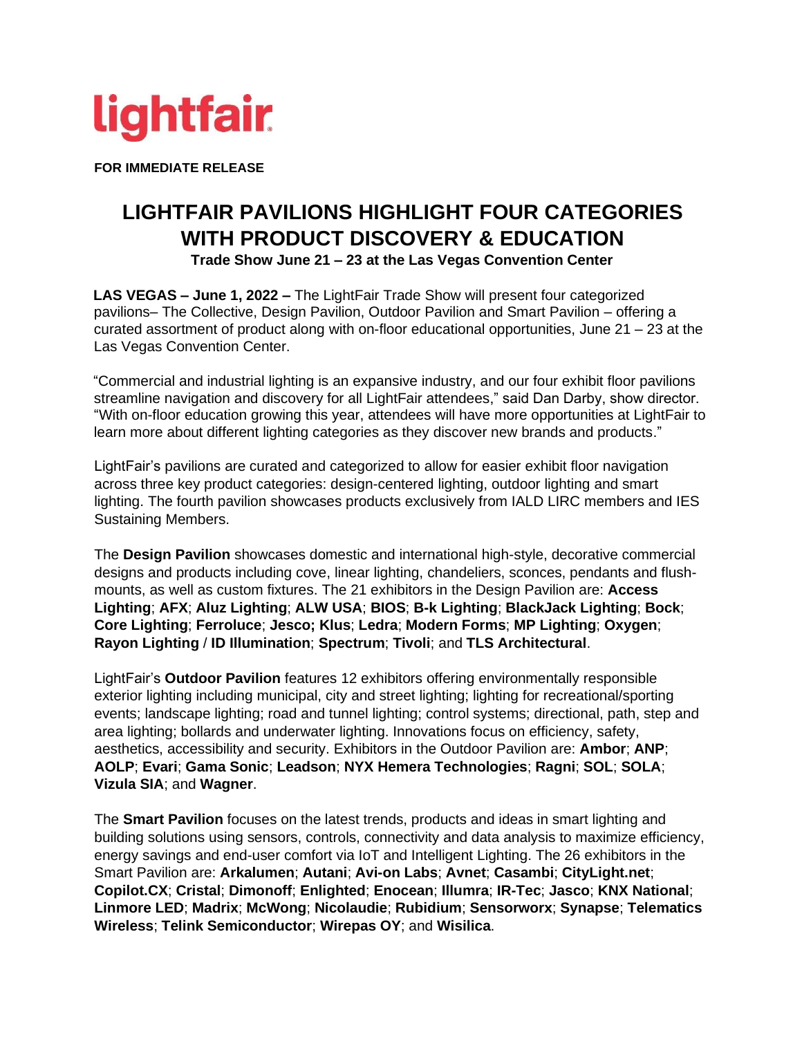lightfair

**FOR IMMEDIATE RELEASE**

# LIGHTFAIR PAVILIONS HIGHLIGHT FOUR CATEGORIES WITH PRODUCT DISCOVERY & EDUCATION

**Trade Show June 21 – 23 at the Las Vegas Convention Center**

**LAS VEGAS – June 1, 2022 –** The LightFair Trade Show will present four categorized pavilions– The Collective, Design Pavilion, Outdoor Pavilion and Smart Pavilion – offering a curated assortment of product along with on-floor educational opportunities, June 21 – 23 at the Las Vegas Convention Center.

"Commercial and industrial lighting is an expansive industry, and our four exhibit floor pavilions streamline navigation and discovery for all LightFair attendees," said Dan Darby, show director. "With on-floor education growing this year, attendees will have more opportunities at LightFair to learn more about different lighting categories as they discover new brands and products."

LightFair's pavilions are curated and categorized to allow for easier exhibit floor navigation across three key product categories: design-centered lighting, outdoor lighting and smart lighting. The fourth pavilion showcases products exclusively from IALD LIRC members and IES Sustaining Members.

The **Design Pavilion** showcases domestic and international high-style, decorative commercial designs and products including cove, linear lighting, chandeliers, sconces, pendants and flush-mounts, as well as custom fixtures. The 21 exhibitors in the Design Pavilion are: **Access Lighting**; **AFX**; **Aluz Lighting**; **ALW USA**; **BIOS**; **B-k Lighting**; **BlackJack Lighting**; **Bock**; **Core Lighting**; **Ferroluce**; **Jesco; Klus**; **Ledra**; **Modern Forms**; **MP Lighting**; **Oxygen**; **Rayon Lighting** / **ID Illumination**; **Spectrum**; **Tivoli**; and **TLS Architectural**.

LightFair's **Outdoor Pavilion** features 12 exhibitors offering environmentally responsible exterior lighting including municipal, city and street lighting; lighting for recreational/sporting events; landscape lighting; road and tunnel lighting; control systems; directional, path, step and area lighting; bollards and underwater lighting. Innovations focus on efficiency, safety, aesthetics, accessibility and security. Exhibitors in the Outdoor Pavilion are: **Ambor**; **ANP**; **AOLP**; **Evari**; **Gama Sonic**; **Leadson**; **NYX Hemera Technologies**; **Ragni**; **SOL**; **SOLA**; **Vizula SIA**; and **Wagner**.

The **Smart Pavilion** focuses on the latest trends, products and ideas in smart lighting and building solutions using sensors, controls, connectivity and data analysis to maximize efficiency, energy savings and end-user comfort via IoT and Intelligent Lighting. The 26 exhibitors in the Smart Pavilion are: **Arkalumen**; **Autani**; **Avi-on Labs**; **Avnet**; **Casambi**; **CityLight.net**; **Copilot.CX**; **Cristal**; **Dimonoff**; **Enlighted**; **Enocean**; **Illumra**; **IR-Tec**; **Jasco**; **KNX National**; **Linmore LED**; **Madrix**; **McWong**; **Nicolaudie**; **Rubidium**; **Sensorworx**; **Synapse**; **Telematics Wireless**; **Telink Semiconductor**; **Wirepas OY**; and **Wisilica**.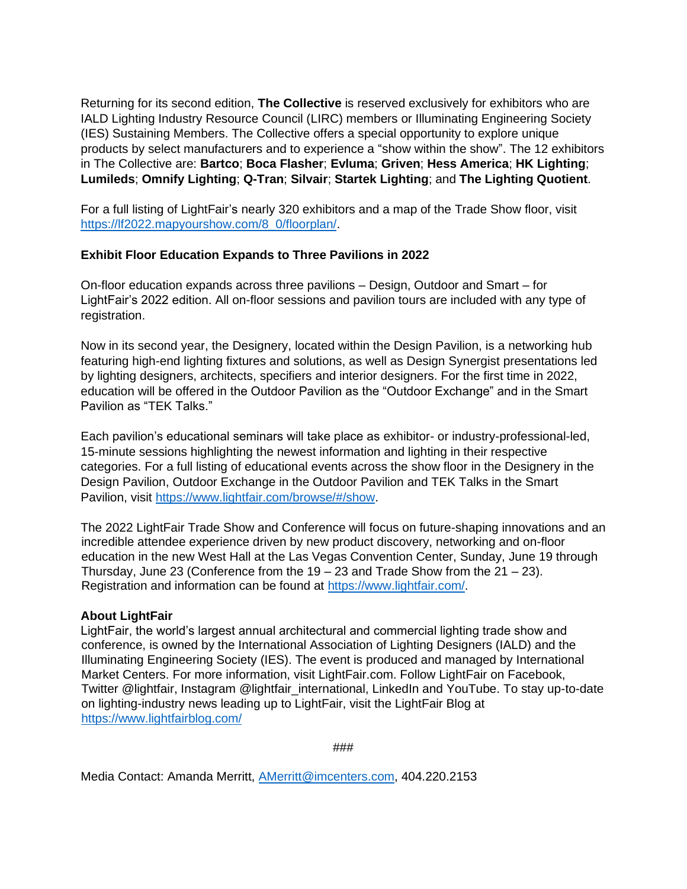Returning for its second edition, **The Collective** is reserved exclusively for exhibitors who are IALD Lighting Industry Resource Council (LIRC) members or Illuminating Engineering Society (IES) Sustaining Members. The Collective offers a special opportunity to explore unique products by select manufacturers and to experience a "show within the show". The 12 exhibitors in The Collective are: **Bartco**; **Boca Flasher**; **Evluma**; **Griven**; **Hess America**; **HK Lighting**; **Lumileds**; **Omnify Lighting**; **Q-Tran**; **Silvair**; **Startek Lighting**; and **The Lighting Quotient**.

For a full listing of LightFair's nearly 320 exhibitors and a map of the Trade Show floor, visit https://lf2022.mapyourshow.com/8_0/floorplan/.

**Exhibit Floor Education Expands to Three Pavilions in 2022**

On-floor education expands across three pavilions – Design, Outdoor and Smart – for LightFair's 2022 edition. All on-floor sessions and pavilion tours are included with any type of registration.

Now in its second year, the Designery, located within the Design Pavilion, is a networking hub featuring high-end lighting fixtures and solutions, as well as Design Synergist presentations led by lighting designers, architects, specifiers and interior designers. For the first time in 2022, education will be offered in the Outdoor Pavilion as the "Outdoor Exchange" and in the Smart Pavilion as "TEK Talks."

Each pavilion's educational seminars will take place as exhibitor- or industry-professional-led, 15-minute sessions highlighting the newest information and lighting in their respective categories. For a full listing of educational events across the show floor in the Designery in the Design Pavilion, Outdoor Exchange in the Outdoor Pavilion and TEK Talks in the Smart Pavilion, visit https://www.lightfair.com/browse/#/show.

The 2022 LightFair Trade Show and Conference will focus on future-shaping innovations and an incredible attendee experience driven by new product discovery, networking and on-floor education in the new West Hall at the Las Vegas Convention Center, Sunday, June 19 through Thursday, June 23 (Conference from the 19 – 23 and Trade Show from the 21 – 23). Registration and information can be found at https://www.lightfair.com/.

**About LightFair**

LightFair, the world's largest annual architectural and commercial lighting trade show and conference, is owned by the International Association of Lighting Designers (IALD) and the Illuminating Engineering Society (IES). The event is produced and managed by International Market Centers. For more information, visit LightFair.com. Follow LightFair on Facebook, Twitter @lightfair, Instagram @lightfair_international, LinkedIn and YouTube. To stay up-to-date on lighting-industry news leading up to LightFair, visit the LightFair Blog at https://www.lightfairblog.com/

###

Media Contact: Amanda Merritt, AMerritt@imcenters.com, 404.220.2153